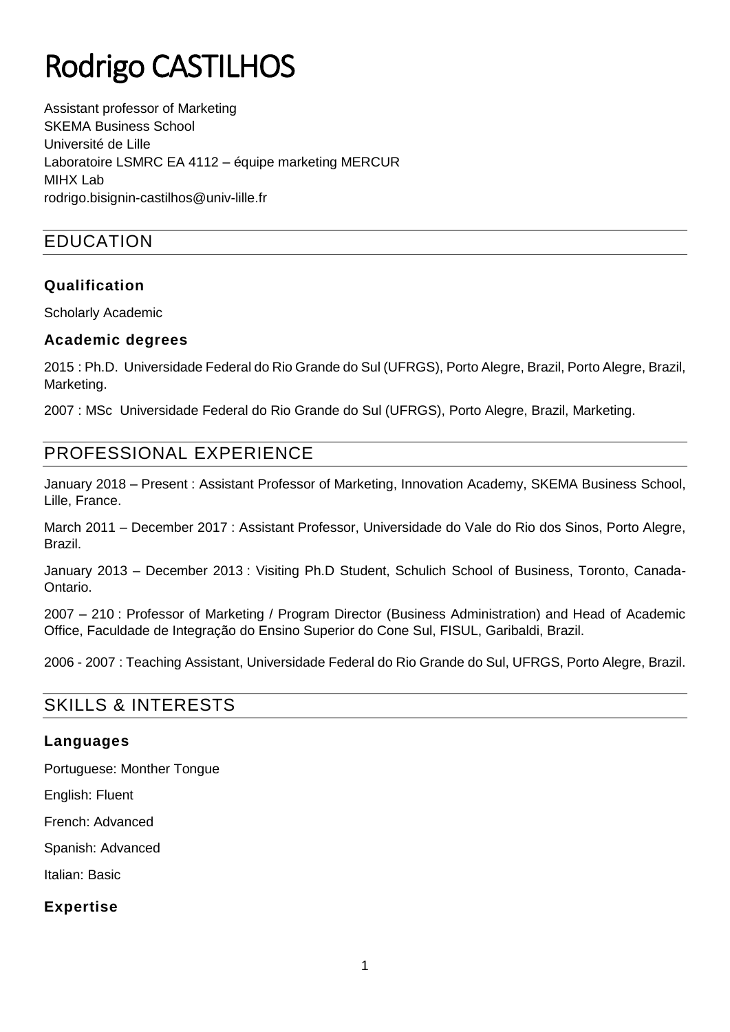# Rodrigo CASTILHOS

Assistant professor of Marketing
SKEMA Business School
Université de Lille
Laboratoire LSMRC EA 4112 – équipe marketing MERCUR
MIHX Lab
rodrigo.bisignin-castilhos@univ-lille.fr

## EDUCATION

### Qualification

Scholarly Academic

### Academic degrees

2015 : Ph.D. Universidade Federal do Rio Grande do Sul (UFRGS), Porto Alegre, Brazil, Porto Alegre, Brazil, Marketing.

2007 : MSc Universidade Federal do Rio Grande do Sul (UFRGS), Porto Alegre, Brazil, Marketing.

## PROFESSIONAL EXPERIENCE

January 2018 – Present : Assistant Professor of Marketing, Innovation Academy, SKEMA Business School, Lille, France.

March 2011 – December 2017 : Assistant Professor, Universidade do Vale do Rio dos Sinos, Porto Alegre, Brazil.

January 2013 – December 2013 : Visiting Ph.D Student, Schulich School of Business, Toronto, Canada-Ontario.

2007 – 210 : Professor of Marketing / Program Director (Business Administration) and Head of Academic Office, Faculdade de Integração do Ensino Superior do Cone Sul, FISUL, Garibaldi, Brazil.

2006 - 2007 : Teaching Assistant, Universidade Federal do Rio Grande do Sul, UFRGS, Porto Alegre, Brazil.

## SKILLS & INTERESTS

### Languages

Portuguese: Monther Tongue

English: Fluent

French: Advanced

Spanish: Advanced

Italian: Basic

### Expertise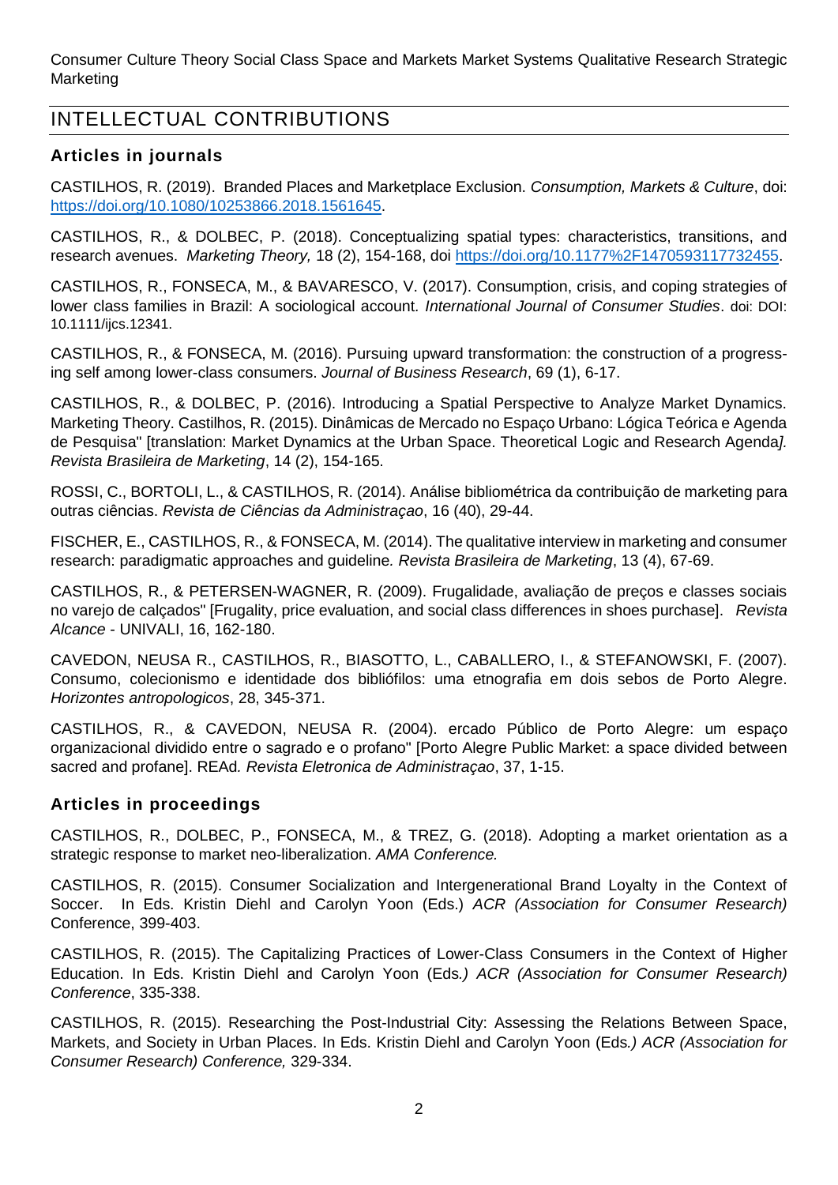Consumer Culture Theory Social Class Space and Markets Market Systems Qualitative Research Strategic Marketing

## INTELLECTUAL CONTRIBUTIONS

### Articles in journals

CASTILHOS, R. (2019). Branded Places and Marketplace Exclusion. *Consumption, Markets & Culture*, doi: https://doi.org/10.1080/10253866.2018.1561645.

CASTILHOS, R., & DOLBEC, P. (2018). Conceptualizing spatial types: characteristics, transitions, and research avenues. *Marketing Theory,* 18 (2), 154-168, doi https://doi.org/10.1177%2F1470593117732455.

CASTILHOS, R., FONSECA, M., & BAVARESCO, V. (2017). Consumption, crisis, and coping strategies of lower class families in Brazil: A sociological account. *International Journal of Consumer Studies*. doi: DOI: 10.1111/ijcs.12341.

CASTILHOS, R., & FONSECA, M. (2016). Pursuing upward transformation: the construction of a progressing self among lower-class consumers. *Journal of Business Research*, 69 (1), 6-17.

CASTILHOS, R., & DOLBEC, P. (2016). Introducing a Spatial Perspective to Analyze Market Dynamics. Marketing Theory. Castilhos, R. (2015). Dinâmicas de Mercado no Espaço Urbano: Lógica Teórica e Agenda de Pesquisa" [translation: Market Dynamics at the Urban Space. Theoretical Logic and Research Agenda*]. Revista Brasileira de Marketing*, 14 (2), 154-165.

ROSSI, C., BORTOLI, L., & CASTILHOS, R. (2014). Análise bibliométrica da contribuição de marketing para outras ciências. *Revista de Ciências da Administraçao*, 16 (40), 29-44.

FISCHER, E., CASTILHOS, R., & FONSECA, M. (2014). The qualitative interview in marketing and consumer research: paradigmatic approaches and guideline*. Revista Brasileira de Marketing*, 13 (4), 67-69.

CASTILHOS, R., & PETERSEN-WAGNER, R. (2009). Frugalidade, avaliação de preços e classes sociais no varejo de calçados" [Frugality, price evaluation, and social class differences in shoes purchase]. *Revista Alcance* - UNIVALI, 16, 162-180.

CAVEDON, NEUSA R., CASTILHOS, R., BIASOTTO, L., CABALLERO, I., & STEFANOWSKI, F. (2007). Consumo, colecionismo e identidade dos bibliófilos: uma etnografia em dois sebos de Porto Alegre. *Horizontes antropologicos*, 28, 345-371.

CASTILHOS, R., & CAVEDON, NEUSA R. (2004). ercado Público de Porto Alegre: um espaço organizacional dividido entre o sagrado e o profano" [Porto Alegre Public Market: a space divided between sacred and profane]. REAd*. Revista Eletronica de Administraçao*, 37, 1-15.

### Articles in proceedings

CASTILHOS, R., DOLBEC, P., FONSECA, M., & TREZ, G. (2018). Adopting a market orientation as a strategic response to market neo-liberalization. *AMA Conference.*

CASTILHOS, R. (2015). Consumer Socialization and Intergenerational Brand Loyalty in the Context of Soccer. In Eds. Kristin Diehl and Carolyn Yoon (Eds.) *ACR (Association for Consumer Research)* Conference, 399-403.

CASTILHOS, R. (2015). The Capitalizing Practices of Lower-Class Consumers in the Context of Higher Education. In Eds. Kristin Diehl and Carolyn Yoon (Eds*.) ACR (Association for Consumer Research) Conference*, 335-338.

CASTILHOS, R. (2015). Researching the Post-Industrial City: Assessing the Relations Between Space, Markets, and Society in Urban Places. In Eds. Kristin Diehl and Carolyn Yoon (Eds*.) ACR (Association for Consumer Research) Conference,* 329-334.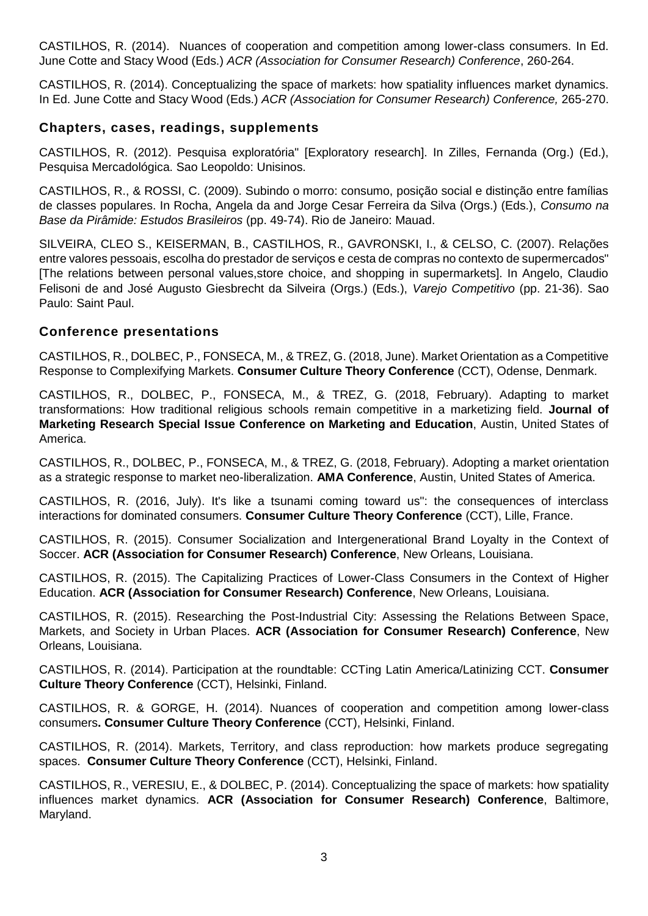CASTILHOS, R. (2014). Nuances of cooperation and competition among lower-class consumers. In Ed. June Cotte and Stacy Wood (Eds.) *ACR (Association for Consumer Research) Conference*, 260-264.

CASTILHOS, R. (2014). Conceptualizing the space of markets: how spatiality influences market dynamics. In Ed. June Cotte and Stacy Wood (Eds.) *ACR (Association for Consumer Research) Conference,* 265-270.

## Chapters, cases, readings, supplements

CASTILHOS, R. (2012). Pesquisa exploratória" [Exploratory research]. In Zilles, Fernanda (Org.) (Ed.), Pesquisa Mercadológica. Sao Leopoldo: Unisinos.

CASTILHOS, R., & ROSSI, C. (2009). Subindo o morro: consumo, posição social e distinção entre famílias de classes populares. In Rocha, Angela da and Jorge Cesar Ferreira da Silva (Orgs.) (Eds.), *Consumo na Base da Pirâmide: Estudos Brasileiros* (pp. 49-74). Rio de Janeiro: Mauad.

SILVEIRA, CLEO S., KEISERMAN, B., CASTILHOS, R., GAVRONSKI, I., & CELSO, C. (2007). Relações entre valores pessoais, escolha do prestador de serviços e cesta de compras no contexto de supermercados" [The relations between personal values,store choice, and shopping in supermarkets]. In Angelo, Claudio Felisoni de and José Augusto Giesbrecht da Silveira (Orgs.) (Eds.), *Varejo Competitivo* (pp. 21-36). Sao Paulo: Saint Paul.

## Conference presentations

CASTILHOS, R., DOLBEC, P., FONSECA, M., & TREZ, G. (2018, June). Market Orientation as a Competitive Response to Complexifying Markets. **Consumer Culture Theory Conference** (CCT), Odense, Denmark.

CASTILHOS, R., DOLBEC, P., FONSECA, M., & TREZ, G. (2018, February). Adapting to market transformations: How traditional religious schools remain competitive in a marketizing field. **Journal of Marketing Research Special Issue Conference on Marketing and Education**, Austin, United States of America.

CASTILHOS, R., DOLBEC, P., FONSECA, M., & TREZ, G. (2018, February). Adopting a market orientation as a strategic response to market neo-liberalization. **AMA Conference**, Austin, United States of America.

CASTILHOS, R. (2016, July). It's like a tsunami coming toward us": the consequences of interclass interactions for dominated consumers. **Consumer Culture Theory Conference** (CCT), Lille, France.

CASTILHOS, R. (2015). Consumer Socialization and Intergenerational Brand Loyalty in the Context of Soccer. **ACR (Association for Consumer Research) Conference**, New Orleans, Louisiana.

CASTILHOS, R. (2015). The Capitalizing Practices of Lower-Class Consumers in the Context of Higher Education. **ACR (Association for Consumer Research) Conference**, New Orleans, Louisiana.

CASTILHOS, R. (2015). Researching the Post-Industrial City: Assessing the Relations Between Space, Markets, and Society in Urban Places. **ACR (Association for Consumer Research) Conference**, New Orleans, Louisiana.

CASTILHOS, R. (2014). Participation at the roundtable: CCTing Latin America/Latinizing CCT. **Consumer Culture Theory Conference** (CCT), Helsinki, Finland.

CASTILHOS, R. & GORGE, H. (2014). Nuances of cooperation and competition among lower-class consumers**. Consumer Culture Theory Conference** (CCT), Helsinki, Finland.

CASTILHOS, R. (2014). Markets, Territory, and class reproduction: how markets produce segregating spaces. **Consumer Culture Theory Conference** (CCT), Helsinki, Finland.

CASTILHOS, R., VERESIU, E., & DOLBEC, P. (2014). Conceptualizing the space of markets: how spatiality influences market dynamics. **ACR (Association for Consumer Research) Conference**, Baltimore, Maryland.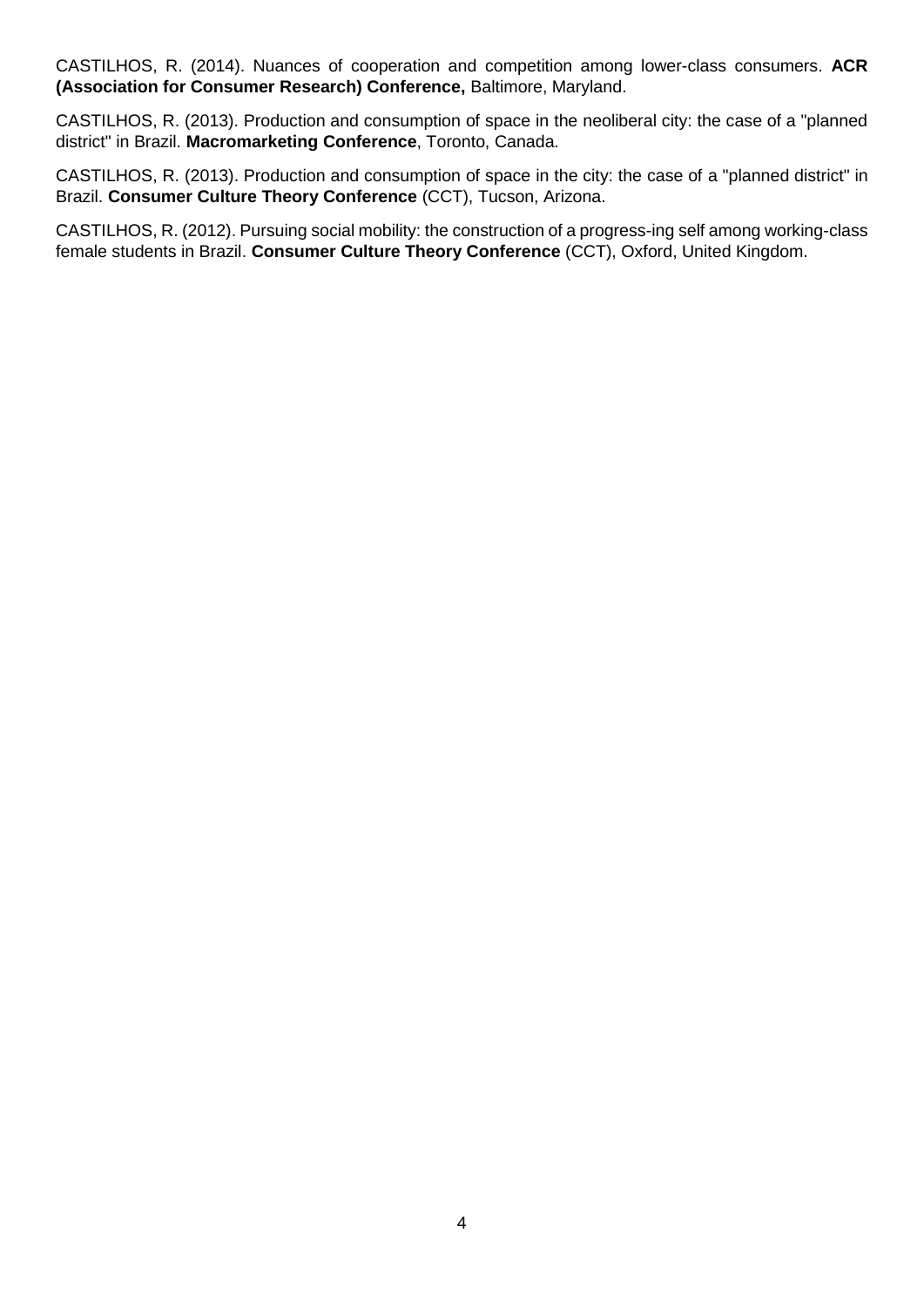CASTILHOS, R. (2014). Nuances of cooperation and competition among lower-class consumers. **ACR (Association for Consumer Research) Conference,** Baltimore, Maryland.

CASTILHOS, R. (2013). Production and consumption of space in the neoliberal city: the case of a "planned district" in Brazil. **Macromarketing Conference**, Toronto, Canada.

CASTILHOS, R. (2013). Production and consumption of space in the city: the case of a "planned district" in Brazil. **Consumer Culture Theory Conference** (CCT), Tucson, Arizona.

CASTILHOS, R. (2012). Pursuing social mobility: the construction of a progress-ing self among working-class female students in Brazil. **Consumer Culture Theory Conference** (CCT), Oxford, United Kingdom.